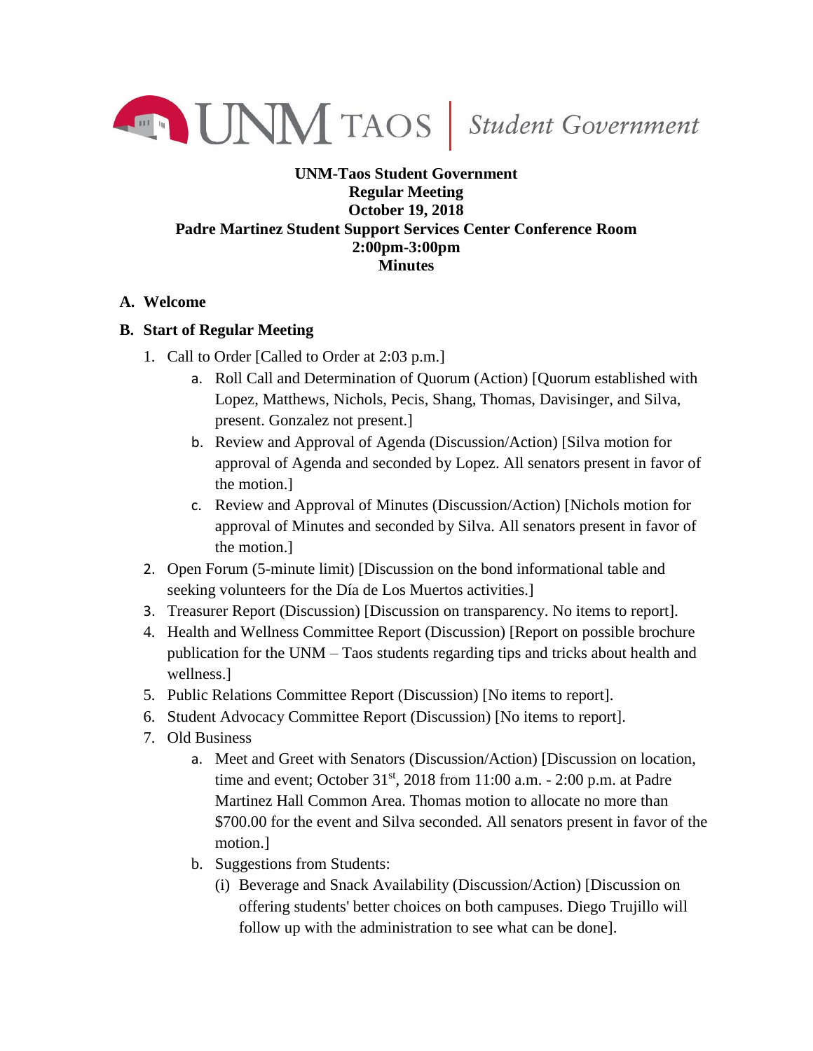UNM TAOS | *Student Government*

**UNM-Taos Student Government**
**Regular Meeting**
**October 19, 2018**
**Padre Martinez Student Support Services Center Conference Room**
**2:00pm-3:00pm**
**Minutes**

**A. Welcome**

**B. Start of Regular Meeting**

1. Call to Order [Called to Order at 2:03 p.m.]
   a. Roll Call and Determination of Quorum (Action) [Quorum established with Lopez, Matthews, Nichols, Pecis, Shang, Thomas, Davisinger, and Silva, present. Gonzalez not present.]
   b. Review and Approval of Agenda (Discussion/Action) [Silva motion for approval of Agenda and seconded by Lopez. All senators present in favor of the motion.]
   c. Review and Approval of Minutes (Discussion/Action) [Nichols motion for approval of Minutes and seconded by Silva. All senators present in favor of the motion.]
2. Open Forum (5-minute limit) [Discussion on the bond informational table and seeking volunteers for the Día de Los Muertos activities.]
3. Treasurer Report (Discussion) [Discussion on transparency. No items to report].
4. Health and Wellness Committee Report (Discussion) [Report on possible brochure publication for the UNM – Taos students regarding tips and tricks about health and wellness.]
5. Public Relations Committee Report (Discussion) [No items to report].
6. Student Advocacy Committee Report (Discussion) [No items to report].
7. Old Business
   a. Meet and Greet with Senators (Discussion/Action) [Discussion on location, time and event; October 31st, 2018 from 11:00 a.m. - 2:00 p.m. at Padre Martinez Hall Common Area. Thomas motion to allocate no more than $700.00 for the event and Silva seconded. All senators present in favor of the motion.]
   b. Suggestions from Students:
      (i) Beverage and Snack Availability (Discussion/Action) [Discussion on offering students' better choices on both campuses. Diego Trujillo will follow up with the administration to see what can be done].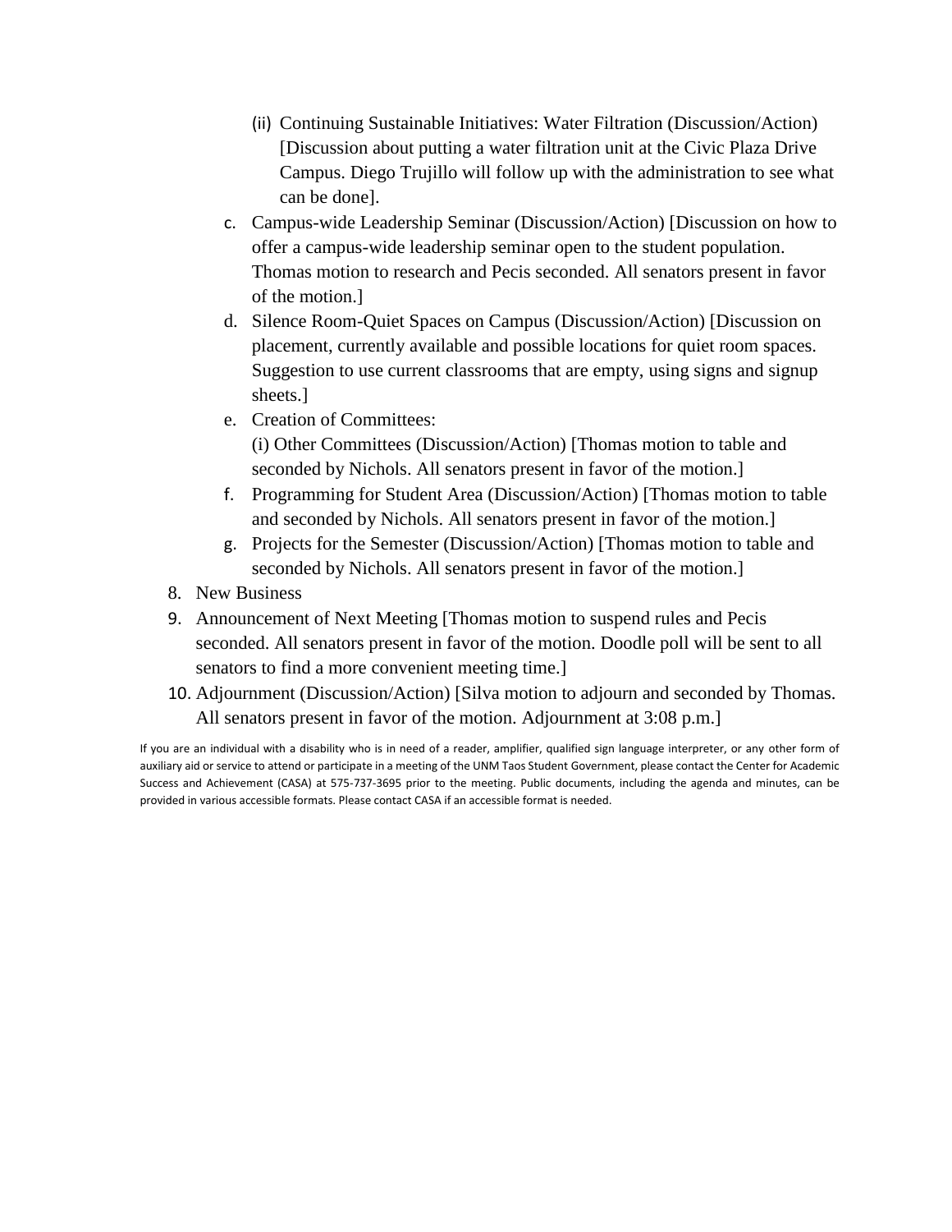(ii) Continuing Sustainable Initiatives: Water Filtration (Discussion/Action) [Discussion about putting a water filtration unit at the Civic Plaza Drive Campus. Diego Trujillo will follow up with the administration to see what can be done].

   c. Campus-wide Leadership Seminar (Discussion/Action) [Discussion on how to offer a campus-wide leadership seminar open to the student population. Thomas motion to research and Pecis seconded. All senators present in favor of the motion.]

   d. Silence Room-Quiet Spaces on Campus (Discussion/Action) [Discussion on placement, currently available and possible locations for quiet room spaces. Suggestion to use current classrooms that are empty, using signs and signup sheets.]

   e. Creation of Committees:
   (i) Other Committees (Discussion/Action) [Thomas motion to table and seconded by Nichols. All senators present in favor of the motion.]

   f. Programming for Student Area (Discussion/Action) [Thomas motion to table and seconded by Nichols. All senators present in favor of the motion.]

   g. Projects for the Semester (Discussion/Action) [Thomas motion to table and seconded by Nichols. All senators present in favor of the motion.]

8. New Business
9. Announcement of Next Meeting [Thomas motion to suspend rules and Pecis seconded. All senators present in favor of the motion. Doodle poll will be sent to all senators to find a more convenient meeting time.]
10. Adjournment (Discussion/Action) [Silva motion to adjourn and seconded by Thomas. All senators present in favor of the motion. Adjournment at 3:08 p.m.]

If you are an individual with a disability who is in need of a reader, amplifier, qualified sign language interpreter, or any other form of auxiliary aid or service to attend or participate in a meeting of the UNM Taos Student Government, please contact the Center for Academic Success and Achievement (CASA) at 575-737-3695 prior to the meeting. Public documents, including the agenda and minutes, can be provided in various accessible formats. Please contact CASA if an accessible format is needed.